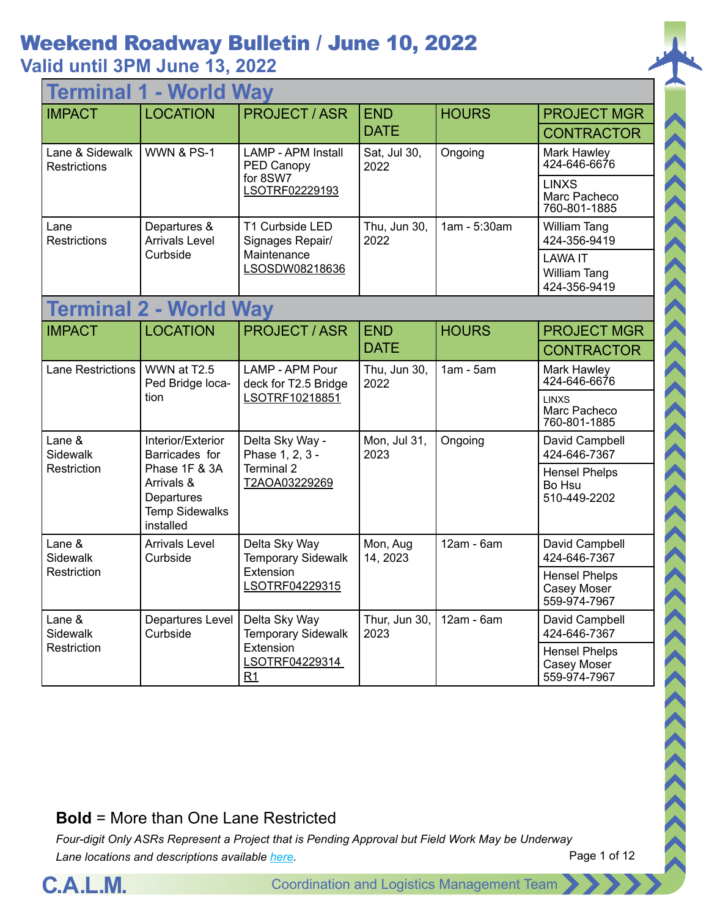# Weekend Roadway Bulletin / June 10, 2022

## Valid until 3PM June 13, 2022

## Terminal 1 - World Way

| IMPACT | LOCATION | PROJECT / ASR | END DATE | HOURS | PROJECT MGR / CONTRACTOR |
|---|---|---|---|---|---|
| Lane & Sidewalk Restrictions | WWN & PS-1 | LAMP - APM Install PED Canopy for 8SW7 LSOTRF02229193 | Sat, Jul 30, 2022 | Ongoing | Mark Hawley 424-646-6676 / LINXS Marc Pacheco 760-801-1885 |
| Lane Restrictions | Departures & Arrivals Level Curbside | T1 Curbside LED Signages Repair/ Maintenance LSOSDW08218636 | Thu, Jun 30, 2022 | 1am - 5:30am | William Tang 424-356-9419 / LAWA IT William Tang 424-356-9419 |

## Terminal 2 - World Way

| IMPACT | LOCATION | PROJECT / ASR | END DATE | HOURS | PROJECT MGR / CONTRACTOR |
|---|---|---|---|---|---|
| Lane Restrictions | WWN at T2.5 Ped Bridge location | LAMP - APM Pour deck for T2.5 Bridge LSOTRF10218851 | Thu, Jun 30, 2022 | 1am - 5am | Mark Hawley 424-646-6676 / LINXS Marc Pacheco 760-801-1885 |
| Lane & Sidewalk Restriction | Interior/Exterior Barricades for Phase 1F & 3A Arrivals & Departures Temp Sidewalks installed | Delta Sky Way - Phase 1, 2, 3 - Terminal 2 T2AOA03229269 | Mon, Jul 31, 2023 | Ongoing | David Campbell 424-646-7367 / Hensel Phelps Bo Hsu 510-449-2202 |
| Lane & Sidewalk Restriction | Arrivals Level Curbside | Delta Sky Way Temporary Sidewalk Extension LSOTRF04229315 | Mon, Aug 14, 2023 | 12am - 6am | David Campbell 424-646-7367 / Hensel Phelps Casey Moser 559-974-7967 |
| Lane & Sidewalk Restriction | Departures Level Curbside | Delta Sky Way Temporary Sidewalk Extension LSOTRF04229314 R1 | Thur, Jun 30, 2023 | 12am - 6am | David Campbell 424-646-7367 / Hensel Phelps Casey Moser 559-974-7967 |

**Bold** = More than One Lane Restricted

*Four-digit Only ASRs Represent a Project that is Pending Approval but Field Work May be Underway*

*Lane locations and descriptions available here.*

C.A.L.M. Coordination and Logistics Management Team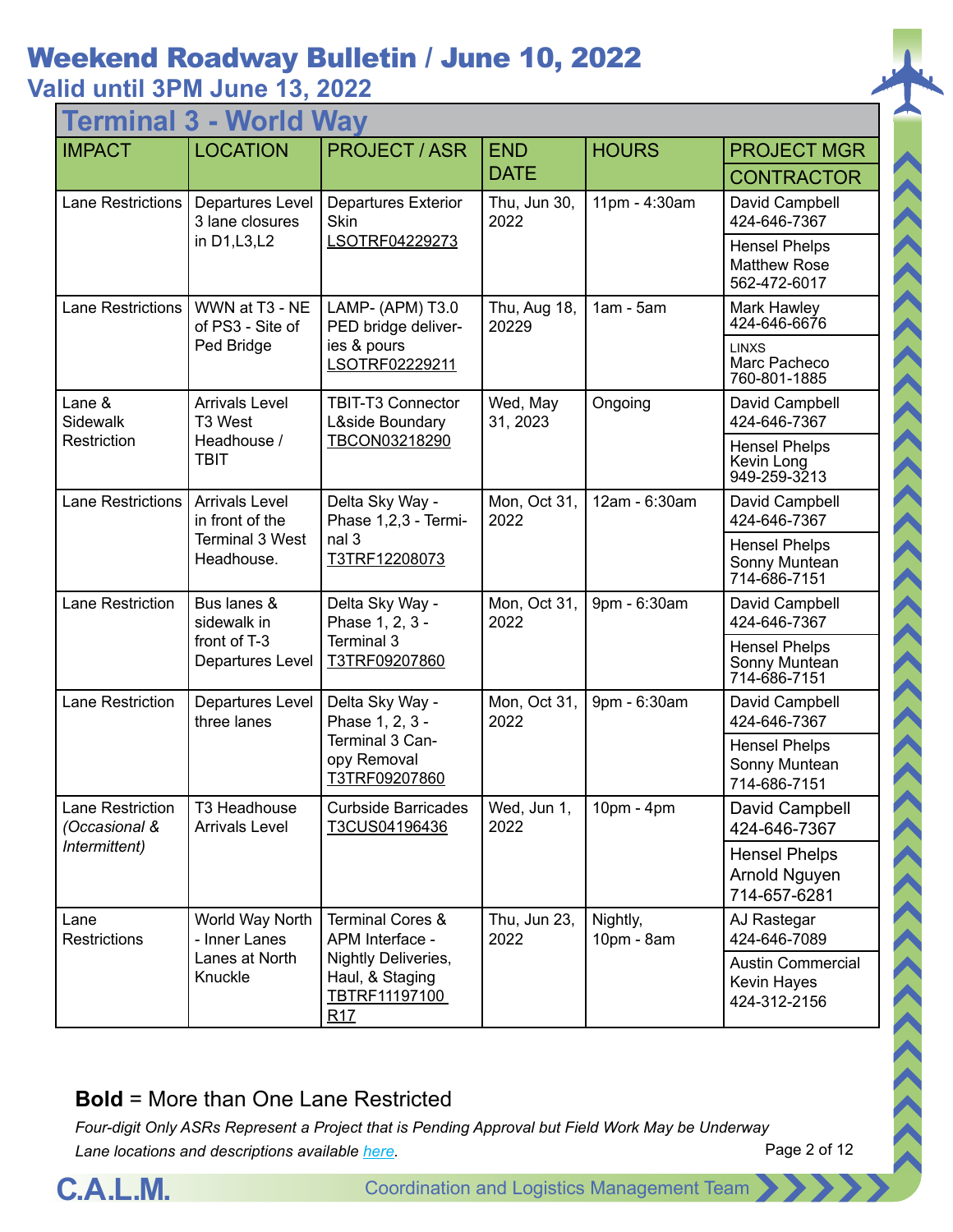# Weekend Roadway Bulletin / June 10, 2022

## Valid until 3PM June 13, 2022

### Terminal 3 - World Way

| IMPACT | LOCATION | PROJECT / ASR | END DATE | HOURS | PROJECT MGR / CONTRACTOR |
|---|---|---|---|---|---|
| Lane Restrictions | Departures Level 3 lane closures in D1,L3,L2 | Departures Exterior Skin LSOTRF04229273 | Thu, Jun 30, 2022 | 11pm - 4:30am | David Campbell 424-646-7367 |
| | | | | | Hensel Phelps Matthew Rose 562-472-6017 |
| Lane Restrictions | WWN at T3 - NE of PS3 - Site of Ped Bridge | LAMP- (APM) T3.0 PED bridge deliveries & pours LSOTRF02229211 | Thu, Aug 18, 20229 | 1am - 5am | Mark Hawley 424-646-6676 |
| | | | | | LINXS Marc Pacheco 760-801-1885 |
| Lane & Sidewalk Restriction | Arrivals Level T3 West Headhouse / TBIT | TBIT-T3 Connector L&side Boundary TBCON03218290 | Wed, May 31, 2023 | Ongoing | David Campbell 424-646-7367 |
| | | | | | Hensel Phelps Kevin Long 949-259-3213 |
| Lane Restrictions | Arrivals Level in front of the Terminal 3 West Headhouse. | Delta Sky Way - Phase 1,2,3 - Terminal 3 T3TRF12208073 | Mon, Oct 31, 2022 | 12am - 6:30am | David Campbell 424-646-7367 |
| | | | | | Hensel Phelps Sonny Muntean 714-686-7151 |
| Lane Restriction | Bus lanes & sidewalk in front of T-3 Departures Level | Delta Sky Way - Phase 1, 2, 3 - Terminal 3 T3TRF09207860 | Mon, Oct 31, 2022 | 9pm - 6:30am | David Campbell 424-646-7367 |
| | | | | | Hensel Phelps Sonny Muntean 714-686-7151 |
| Lane Restriction | Departures Level three lanes | Delta Sky Way - Phase 1, 2, 3 - Terminal 3 Canopy Removal T3TRF09207860 | Mon, Oct 31, 2022 | 9pm - 6:30am | David Campbell 424-646-7367 |
| | | | | | Hensel Phelps Sonny Muntean 714-686-7151 |
| Lane Restriction *(Occasional & Intermittent)* | T3 Headhouse Arrivals Level | Curbside Barricades T3CUS04196436 | Wed, Jun 1, 2022 | 10pm - 4pm | David Campbell 424-646-7367 |
| | | | | | Hensel Phelps Arnold Nguyen 714-657-6281 |
| Lane Restrictions | World Way North - Inner Lanes Lanes at North Knuckle | Terminal Cores & APM Interface - Nightly Deliveries, Haul, & Staging TBTRF11197100 R17 | Thu, Jun 23, 2022 | Nightly, 10pm - 8am | AJ Rastegar 424-646-7089 |
| | | | | | Austin Commercial Kevin Hayes 424-312-2156 |

**Bold** = More than One Lane Restricted

*Four-digit Only ASRs Represent a Project that is Pending Approval but Field Work May be Underway*

*Lane locations and descriptions available here.*

C.A.L.M. Coordination and Logistics Management Team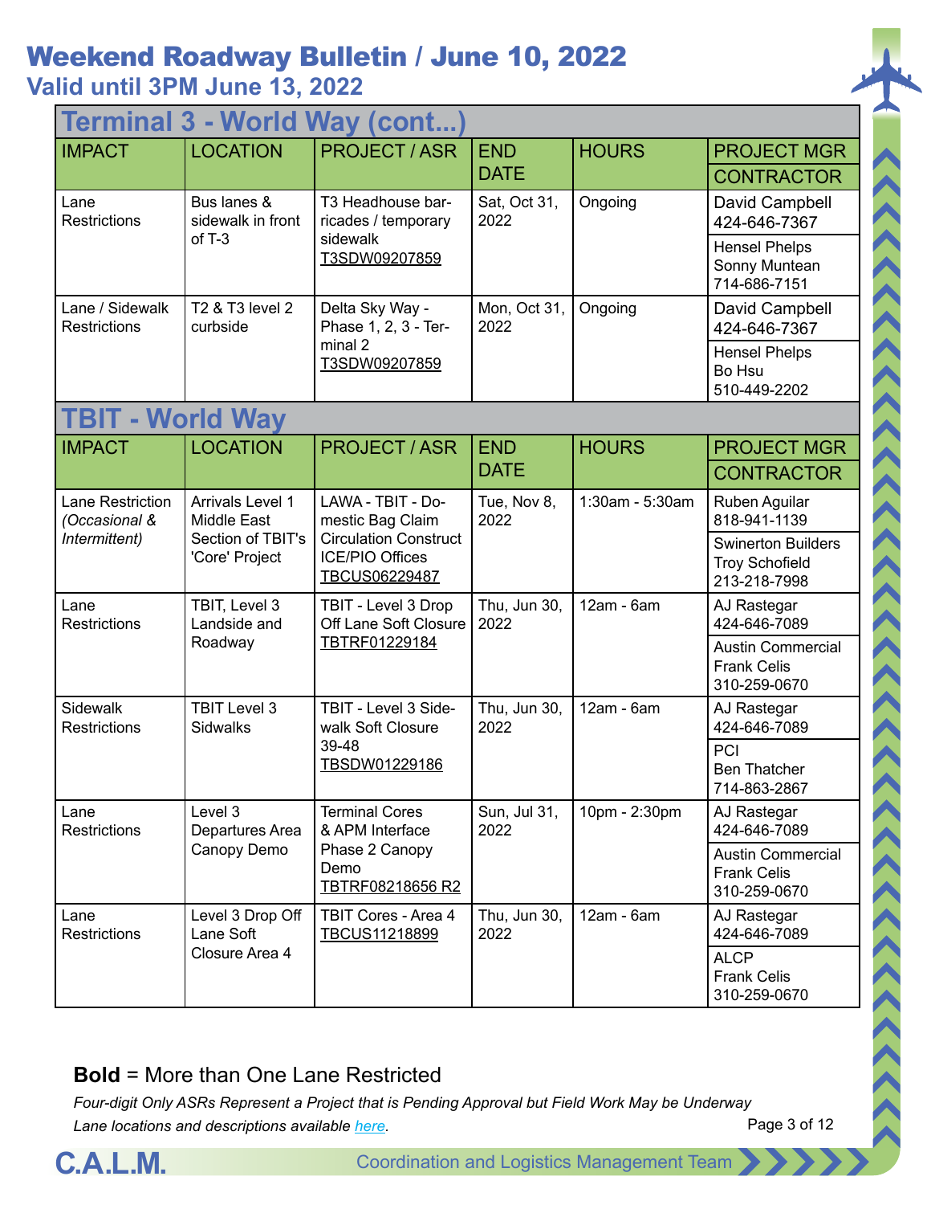# Weekend Roadway Bulletin / June 10, 2022

## Valid until 3PM June 13, 2022

## Terminal 3 - World Way (cont...)

| IMPACT | LOCATION | PROJECT / ASR | END DATE | HOURS | PROJECT MGR / CONTRACTOR |
|---|---|---|---|---|---|
| Lane Restrictions | Bus lanes & sidewalk in front of T-3 | T3 Headhouse barricades / temporary sidewalk T3SDW09207859 | Sat, Oct 31, 2022 | Ongoing | David Campbell 424-646-7367 / Hensel Phelps Sonny Muntean 714-686-7151 |
| Lane / Sidewalk Restrictions | T2 & T3 level 2 curbside | Delta Sky Way - Phase 1, 2, 3 - Terminal 2 T3SDW09207859 | Mon, Oct 31, 2022 | Ongoing | David Campbell 424-646-7367 / Hensel Phelps Bo Hsu 510-449-2202 |

## TBIT - World Way

| IMPACT | LOCATION | PROJECT / ASR | END DATE | HOURS | PROJECT MGR / CONTRACTOR |
|---|---|---|---|---|---|
| Lane Restriction *(Occasional & Intermittent)* | Arrivals Level 1 Middle East Section of TBIT's 'Core' Project | LAWA - TBIT - Domestic Bag Claim Circulation Construct ICE/PIO Offices TBCUS06229487 | Tue, Nov 8, 2022 | 1:30am - 5:30am | Ruben Aguilar 818-941-1139 / Swinerton Builders Troy Schofield 213-218-7998 |
| Lane Restrictions | TBIT, Level 3 Landside and Roadway | TBIT - Level 3 Drop Off Lane Soft Closure TBTRF01229184 | Thu, Jun 30, 2022 | 12am - 6am | AJ Rastegar 424-646-7089 / Austin Commercial Frank Celis 310-259-0670 |
| Sidewalk Restrictions | TBIT Level 3 Sidwalks | TBIT - Level 3 Sidewalk Soft Closure 39-48 TBSDW01229186 | Thu, Jun 30, 2022 | 12am - 6am | AJ Rastegar 424-646-7089 / PCI Ben Thatcher 714-863-2867 |
| Lane Restrictions | Level 3 Departures Area Canopy Demo | Terminal Cores & APM Interface Phase 2 Canopy Demo TBTRF08218656 R2 | Sun, Jul 31, 2022 | 10pm - 2:30pm | AJ Rastegar 424-646-7089 / Austin Commercial Frank Celis 310-259-0670 |
| Lane Restrictions | Level 3 Drop Off Lane Soft Closure Area 4 | TBIT Cores - Area 4 TBCUS11218899 | Thu, Jun 30, 2022 | 12am - 6am | AJ Rastegar 424-646-7089 / ALCP Frank Celis 310-259-0670 |

**Bold** = More than One Lane Restricted

*Four-digit Only ASRs Represent a Project that is Pending Approval but Field Work May be Underway*

*Lane locations and descriptions available here.*

C.A.L.M. Coordination and Logistics Management Team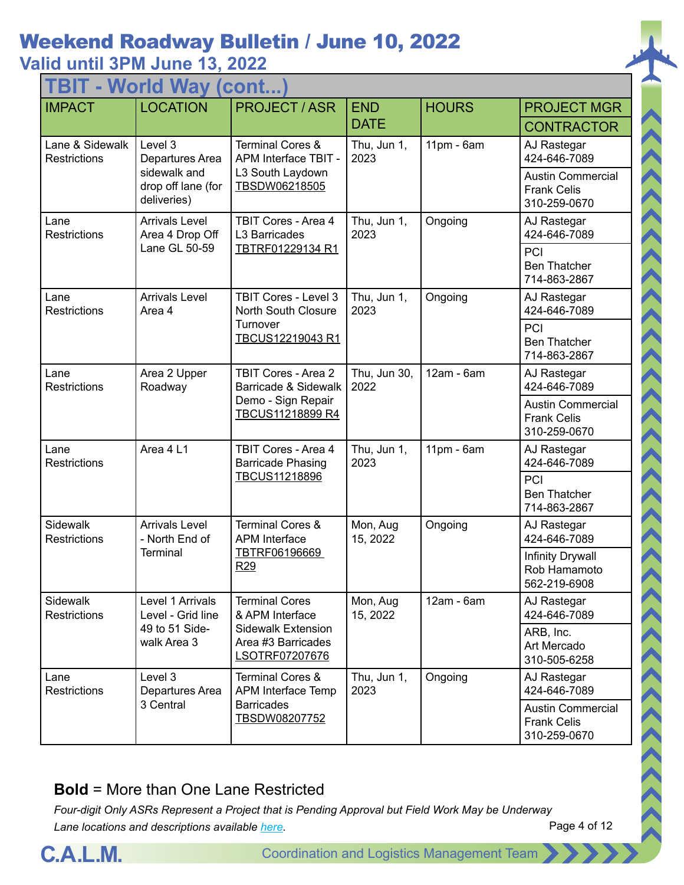# Weekend Roadway Bulletin / June 10, 2022

## Valid until 3PM June 13, 2022

### TBIT - World Way (cont...)

| IMPACT | LOCATION | PROJECT / ASR | END DATE | HOURS | PROJECT MGR / CONTRACTOR |
|---|---|---|---|---|---|
| Lane & Sidewalk Restrictions | Level 3 Departures Area sidewalk and drop off lane (for deliveries) | Terminal Cores & APM Interface TBIT - L3 South Laydown TBSDW06218505 | Thu, Jun 1, 2023 | 11pm - 6am | AJ Rastegar 424-646-7089 / Austin Commercial Frank Celis 310-259-0670 |
| Lane Restrictions | Arrivals Level Area 4 Drop Off Lane GL 50-59 | TBIT Cores - Area 4 L3 Barricades TBTRF01229134 R1 | Thu, Jun 1, 2023 | Ongoing | AJ Rastegar 424-646-7089 / PCI Ben Thatcher 714-863-2867 |
| Lane Restrictions | Arrivals Level Area 4 | TBIT Cores - Level 3 North South Closure Turnover TBCUS12219043 R1 | Thu, Jun 1, 2023 | Ongoing | AJ Rastegar 424-646-7089 / PCI Ben Thatcher 714-863-2867 |
| Lane Restrictions | Area 2 Upper Roadway | TBIT Cores - Area 2 Barricade & Sidewalk Demo - Sign Repair TBCUS11218899 R4 | Thu, Jun 30, 2022 | 12am - 6am | AJ Rastegar 424-646-7089 / Austin Commercial Frank Celis 310-259-0670 |
| Lane Restrictions | Area 4 L1 | TBIT Cores - Area 4 Barricade Phasing TBCUS11218896 | Thu, Jun 1, 2023 | 11pm - 6am | AJ Rastegar 424-646-7089 / PCI Ben Thatcher 714-863-2867 |
| Sidewalk Restrictions | Arrivals Level - North End of Terminal | Terminal Cores & APM Interface TBTRF06196669 R29 | Mon, Aug 15, 2022 | Ongoing | AJ Rastegar 424-646-7089 / Infinity Drywall Rob Hamamoto 562-219-6908 |
| Sidewalk Restrictions | Level 1 Arrivals Level - Grid line 49 to 51 Side-walk Area 3 | Terminal Cores & APM Interface Sidewalk Extension Area #3 Barricades LSOTRF07207676 | Mon, Aug 15, 2022 | 12am - 6am | AJ Rastegar 424-646-7089 / ARB, Inc. Art Mercado 310-505-6258 |
| Lane Restrictions | Level 3 Departures Area 3 Central | Terminal Cores & APM Interface Temp Barricades TBSDW08207752 | Thu, Jun 1, 2023 | Ongoing | AJ Rastegar 424-646-7089 / Austin Commercial Frank Celis 310-259-0670 |

**Bold** = More than One Lane Restricted

*Four-digit Only ASRs Represent a Project that is Pending Approval but Field Work May be Underway*

*Lane locations and descriptions available here.*

C.A.L.M. Coordination and Logistics Management Team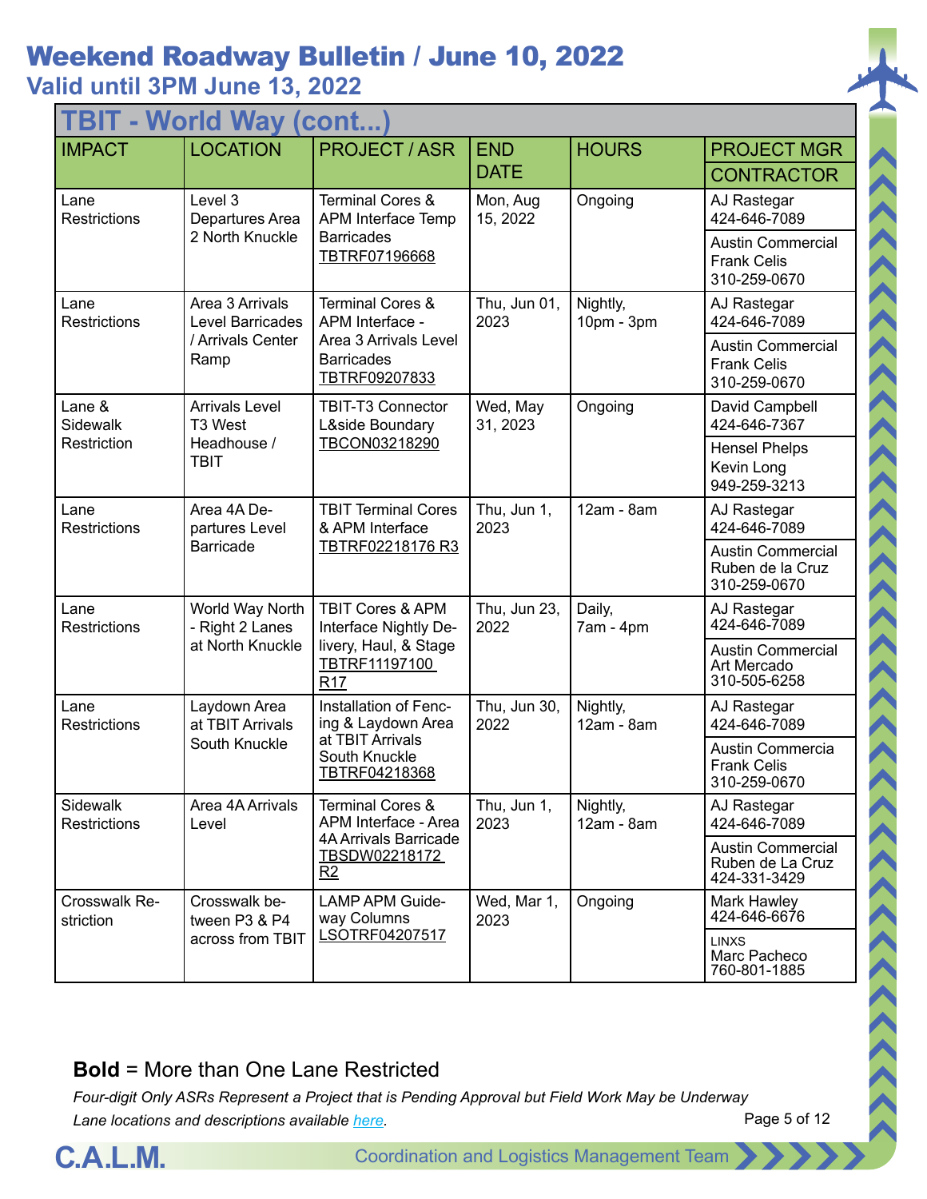# Weekend Roadway Bulletin / June 10, 2022

## Valid until 3PM June 13, 2022

### TBIT - World Way (cont...)

| IMPACT | LOCATION | PROJECT / ASR | END DATE | HOURS | PROJECT MGR / CONTRACTOR |
|---|---|---|---|---|---|
| Lane Restrictions | Level 3 Departures Area 2 North Knuckle | Terminal Cores & APM Interface Temp Barricades TBTRF07196668 | Mon, Aug 15, 2022 | Ongoing | AJ Rastegar 424-646-7089 / Austin Commercial Frank Celis 310-259-0670 |
| Lane Restrictions | Area 3 Arrivals Level Barricades / Arrivals Center Ramp | Terminal Cores & APM Interface - Area 3 Arrivals Level Barricades TBTRF09207833 | Thu, Jun 01, 2023 | Nightly, 10pm - 3pm | AJ Rastegar 424-646-7089 / Austin Commercial Frank Celis 310-259-0670 |
| Lane & Sidewalk Restriction | Arrivals Level T3 West Headhouse / TBIT | TBIT-T3 Connector L&side Boundary TBCON03218290 | Wed, May 31, 2023 | Ongoing | David Campbell 424-646-7367 / Hensel Phelps Kevin Long 949-259-3213 |
| Lane Restrictions | Area 4A Departures Level Barricade | TBIT Terminal Cores & APM Interface TBTRF02218176 R3 | Thu, Jun 1, 2023 | 12am - 8am | AJ Rastegar 424-646-7089 / Austin Commercial Ruben de la Cruz 310-259-0670 |
| Lane Restrictions | World Way North - Right 2 Lanes at North Knuckle | TBIT Cores & APM Interface Nightly Delivery, Haul, & Stage TBTRF11197100 R17 | Thu, Jun 23, 2022 | Daily, 7am - 4pm | AJ Rastegar 424-646-7089 / Austin Commercial Art Mercado 310-505-6258 |
| Lane Restrictions | Laydown Area at TBIT Arrivals South Knuckle | Installation of Fencing & Laydown Area at TBIT Arrivals South Knuckle TBTRF04218368 | Thu, Jun 30, 2022 | Nightly, 12am - 8am | AJ Rastegar 424-646-7089 / Austin Commercia Frank Celis 310-259-0670 |
| Sidewalk Restrictions | Area 4A Arrivals Level | Terminal Cores & APM Interface - Area 4A Arrivals Barricade TBSDW02218172 R2 | Thu, Jun 1, 2023 | Nightly, 12am - 8am | AJ Rastegar 424-646-7089 / Austin Commercial Ruben de La Cruz 424-331-3429 |
| Crosswalk Restriction | Crosswalk between P3 & P4 across from TBIT | LAMP APM Guideway Columns LSOTRF04207517 | Wed, Mar 1, 2023 | Ongoing | Mark Hawley 424-646-6676 / LINXS Marc Pacheco 760-801-1885 |

**Bold** = More than One Lane Restricted

*Four-digit Only ASRs Represent a Project that is Pending Approval but Field Work May be Underway*

*Lane locations and descriptions available here.*

C.A.L.M. Coordination and Logistics Management Team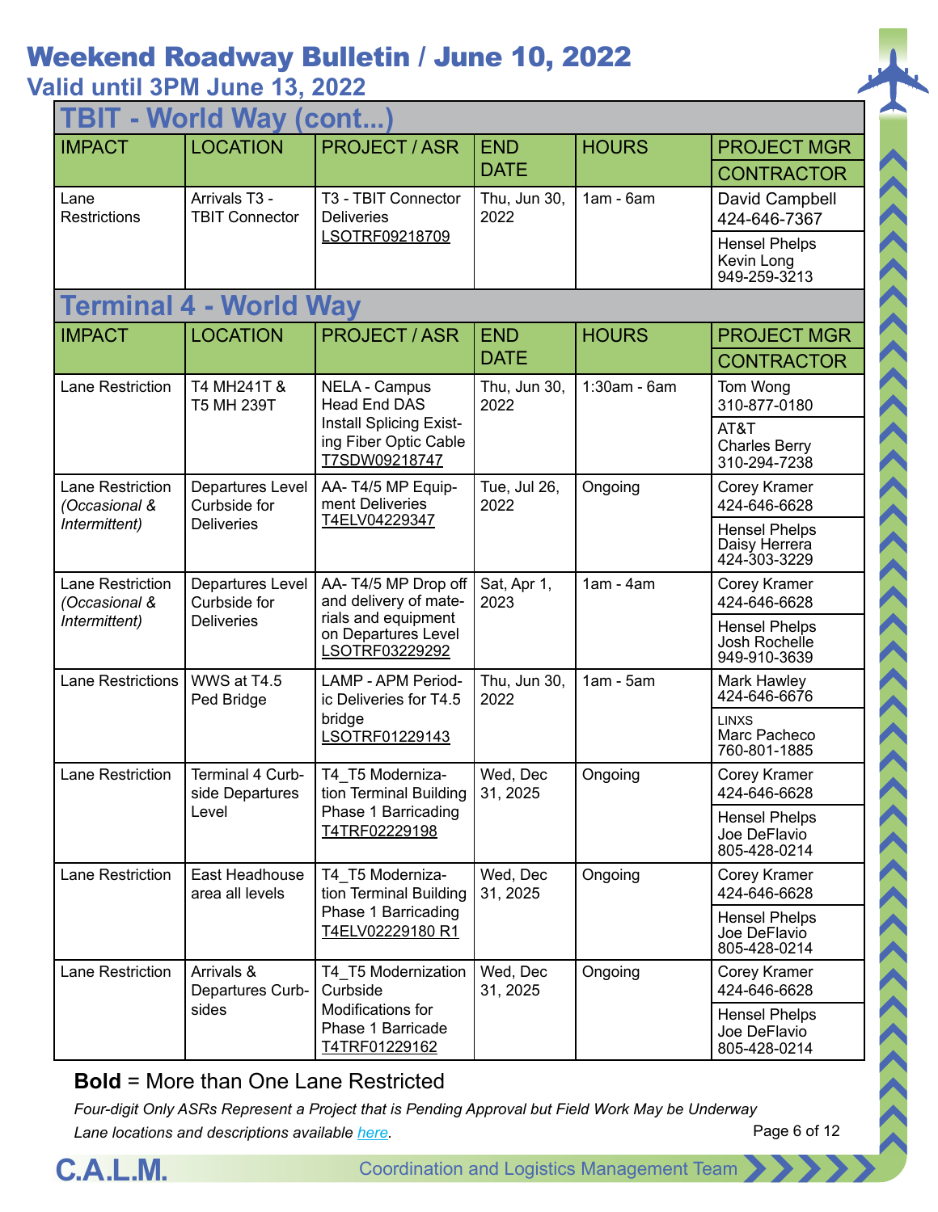# Weekend Roadway Bulletin / June 10, 2022

## Valid until 3PM June 13, 2022

### TBIT - World Way (cont...)

| IMPACT | LOCATION | PROJECT / ASR | END DATE | HOURS | PROJECT MGR / CONTRACTOR |
|---|---|---|---|---|---|
| Lane Restrictions | Arrivals T3 - TBIT Connector | T3 - TBIT Connector Deliveries LSOTRF09218709 | Thu, Jun 30, 2022 | 1am - 6am | David Campbell 424-646-7367 / Hensel Phelps Kevin Long 949-259-3213 |

### Terminal 4 - World Way

| IMPACT | LOCATION | PROJECT / ASR | END DATE | HOURS | PROJECT MGR / CONTRACTOR |
|---|---|---|---|---|---|
| Lane Restriction | T4 MH241T & T5 MH 239T | NELA - Campus Head End DAS Install Splicing Existing Fiber Optic Cable T7SDW09218747 | Thu, Jun 30, 2022 | 1:30am - 6am | Tom Wong 310-877-0180 / AT&T Charles Berry 310-294-7238 |
| Lane Restriction *(Occasional & Intermittent)* | Departures Level Curbside for Deliveries | AA- T4/5 MP Equipment Deliveries T4ELV04229347 | Tue, Jul 26, 2022 | Ongoing | Corey Kramer 424-646-6628 / Hensel Phelps Daisy Herrera 424-303-3229 |
| Lane Restriction *(Occasional & Intermittent)* | Departures Level Curbside for Deliveries | AA- T4/5 MP Drop off and delivery of materials and equipment on Departures Level LSOTRF03229292 | Sat, Apr 1, 2023 | 1am - 4am | Corey Kramer 424-646-6628 / Hensel Phelps Josh Rochelle 949-910-3639 |
| Lane Restrictions | WWS at T4.5 Ped Bridge | LAMP - APM Periodic Deliveries for T4.5 bridge LSOTRF01229143 | Thu, Jun 30, 2022 | 1am - 5am | Mark Hawley 424-646-6676 / LINXS Marc Pacheco 760-801-1885 |
| Lane Restriction | Terminal 4 Curbside Departures Level | T4_T5 Modernization Terminal Building Phase 1 Barricading T4TRF02229198 | Wed, Dec 31, 2025 | Ongoing | Corey Kramer 424-646-6628 / Hensel Phelps Joe DeFlavio 805-428-0214 |
| Lane Restriction | East Headhouse area all levels | T4_T5 Modernization Terminal Building Phase 1 Barricading T4ELV02229180 R1 | Wed, Dec 31, 2025 | Ongoing | Corey Kramer 424-646-6628 / Hensel Phelps Joe DeFlavio 805-428-0214 |
| Lane Restriction | Arrivals & Departures Curbsides | T4_T5 Modernization Curbside Modifications for Phase 1 Barricade T4TRF01229162 | Wed, Dec 31, 2025 | Ongoing | Corey Kramer 424-646-6628 / Hensel Phelps Joe DeFlavio 805-428-0214 |

**Bold** = More than One Lane Restricted

*Four-digit Only ASRs Represent a Project that is Pending Approval but Field Work May be Underway*

*Lane locations and descriptions available here.*

C.A.L.M. Coordination and Logistics Management Team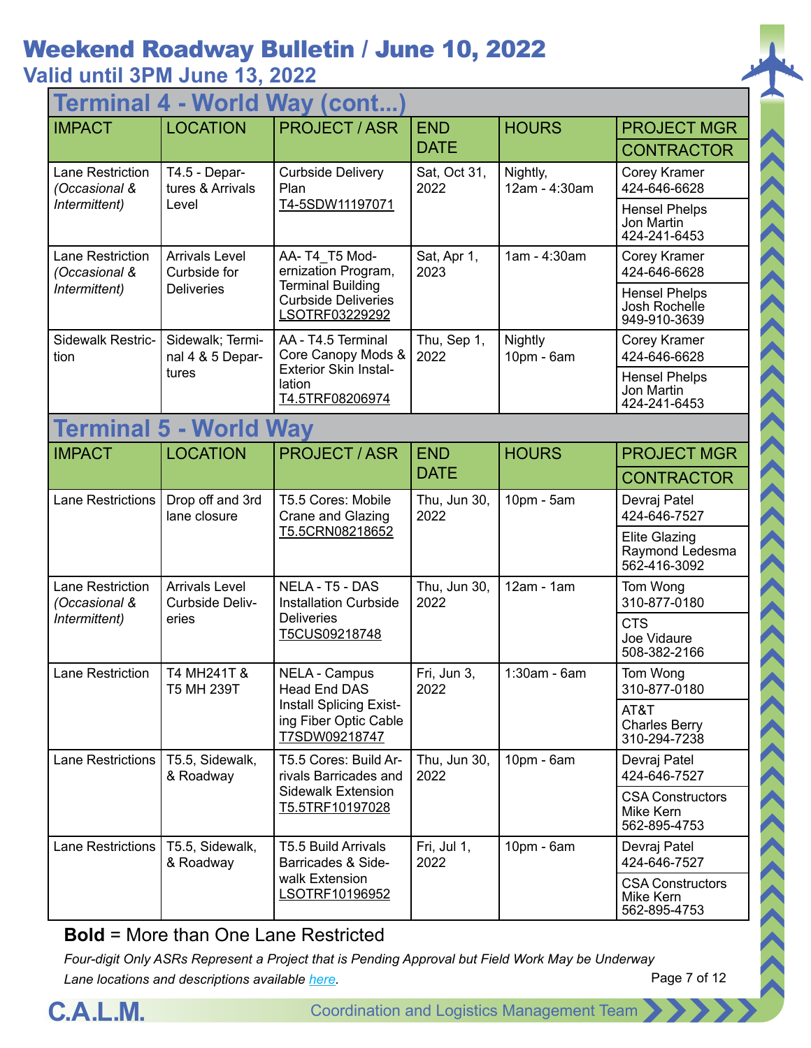# Weekend Roadway Bulletin / June 10, 2022

## Valid until 3PM June 13, 2022

## Terminal 4 - World Way (cont...)

| IMPACT | LOCATION | PROJECT / ASR | END DATE | HOURS | PROJECT MGR / CONTRACTOR |
|---|---|---|---|---|---|
| Lane Restriction *(Occasional & Intermittent)* | T4.5 - Departures & Arrivals Level | Curbside Delivery Plan T4-5SDW11197071 | Sat, Oct 31, 2022 | Nightly, 12am - 4:30am | Corey Kramer 424-646-6628 / Hensel Phelps Jon Martin 424-241-6453 |
| Lane Restriction *(Occasional & Intermittent)* | Arrivals Level Curbside for Deliveries | AA- T4_T5 Modernization Program, Terminal Building Curbside Deliveries LSOTRF03229292 | Sat, Apr 1, 2023 | 1am - 4:30am | Corey Kramer 424-646-6628 / Hensel Phelps Josh Rochelle 949-910-3639 |
| Sidewalk Restriction | Sidewalk; Terminal 4 & 5 Departures | AA - T4.5 Terminal Core Canopy Mods & Exterior Skin Installation T4.5TRF08206974 | Thu, Sep 1, 2022 | Nightly 10pm - 6am | Corey Kramer 424-646-6628 / Hensel Phelps Jon Martin 424-241-6453 |

## Terminal 5 - World Way

| IMPACT | LOCATION | PROJECT / ASR | END DATE | HOURS | PROJECT MGR / CONTRACTOR |
|---|---|---|---|---|---|
| Lane Restrictions | Drop off and 3rd lane closure | T5.5 Cores: Mobile Crane and Glazing T5.5CRN08218652 | Thu, Jun 30, 2022 | 10pm - 5am | Devraj Patel 424-646-7527 / Elite Glazing Raymond Ledesma 562-416-3092 |
| Lane Restriction *(Occasional & Intermittent)* | Arrivals Level Curbside Deliveries | NELA - T5 - DAS Installation Curbside Deliveries T5CUS09218748 | Thu, Jun 30, 2022 | 12am - 1am | Tom Wong 310-877-0180 / CTS Joe Vidaure 508-382-2166 |
| Lane Restriction | T4 MH241T & T5 MH 239T | NELA - Campus Head End DAS Install Splicing Existing Fiber Optic Cable T7SDW09218747 | Fri, Jun 3, 2022 | 1:30am - 6am | Tom Wong 310-877-0180 / AT&T Charles Berry 310-294-7238 |
| Lane Restrictions | T5.5, Sidewalk, & Roadway | T5.5 Cores: Build Arrivals Barricades and Sidewalk Extension T5.5TRF10197028 | Thu, Jun 30, 2022 | 10pm - 6am | Devraj Patel 424-646-7527 / CSA Constructors Mike Kern 562-895-4753 |
| Lane Restrictions | T5.5, Sidewalk, & Roadway | T5.5 Build Arrivals Barricades & Sidewalk Extension LSOTRF10196952 | Fri, Jul 1, 2022 | 10pm - 6am | Devraj Patel 424-646-7527 / CSA Constructors Mike Kern 562-895-4753 |

**Bold** = More than One Lane Restricted

*Four-digit Only ASRs Represent a Project that is Pending Approval but Field Work May be Underway*

*Lane locations and descriptions available here.*

C.A.L.M. Coordination and Logistics Management Team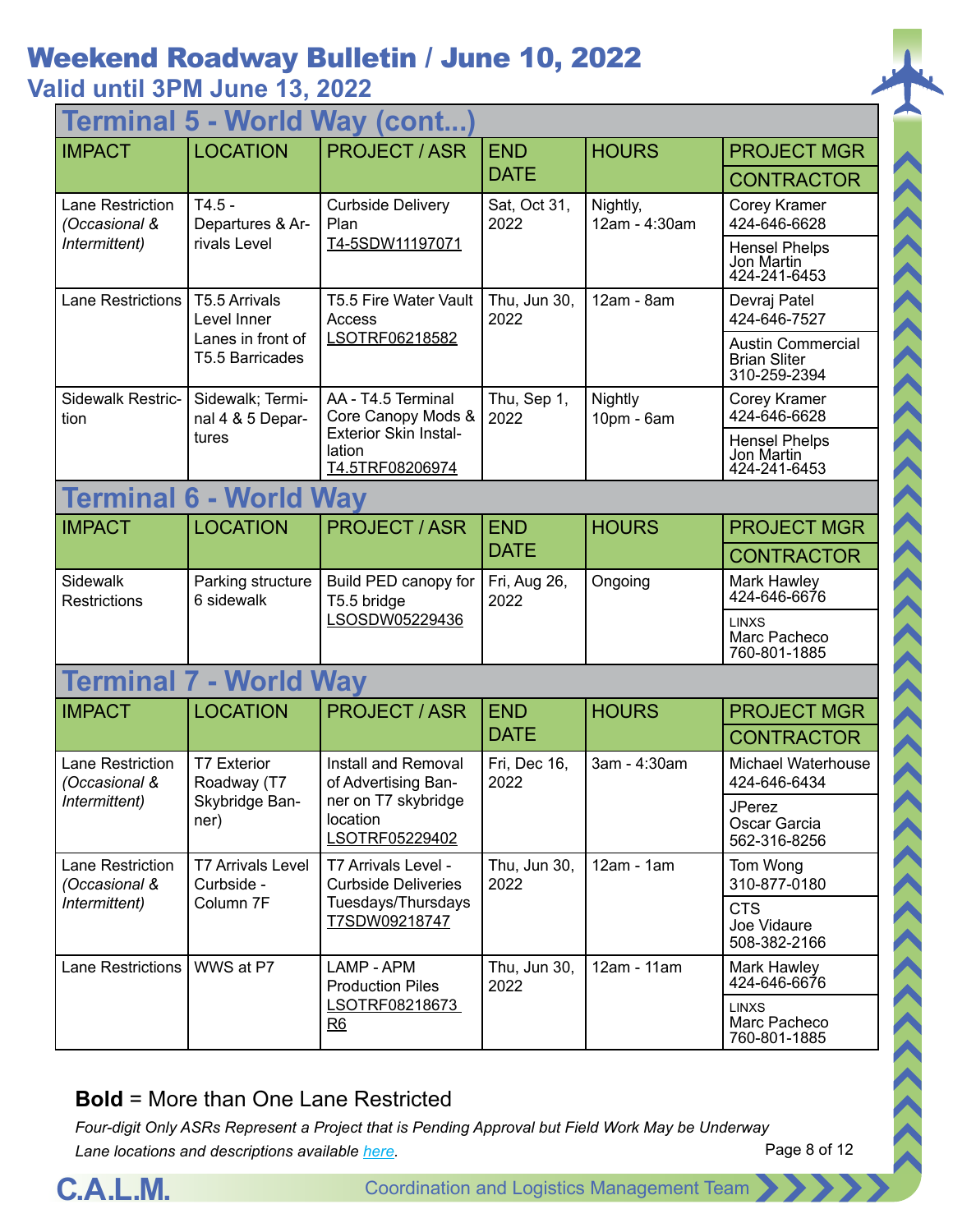# Weekend Roadway Bulletin / June 10, 2022

## Valid until 3PM June 13, 2022

### Terminal 5 - World Way (cont...)

| IMPACT | LOCATION | PROJECT / ASR | END DATE | HOURS | PROJECT MGR / CONTRACTOR |
|---|---|---|---|---|---|
| Lane Restriction *(Occasional & Intermittent)* | T4.5 - Departures & Arrivals Level | Curbside Delivery Plan T4-5SDW11197071 | Sat, Oct 31, 2022 | Nightly, 12am - 4:30am | Corey Kramer 424-646-6628 / Hensel Phelps Jon Martin 424-241-6453 |
| Lane Restrictions | T5.5 Arrivals Level Inner Lanes in front of T5.5 Barricades | T5.5 Fire Water Vault Access LSOTRF06218582 | Thu, Jun 30, 2022 | 12am - 8am | Devraj Patel 424-646-7527 / Austin Commercial Brian Sliter 310-259-2394 |
| Sidewalk Restriction | Sidewalk; Terminal 4 & 5 Departures | AA - T4.5 Terminal Core Canopy Mods & Exterior Skin Installation T4.5TRF08206974 | Thu, Sep 1, 2022 | Nightly 10pm - 6am | Corey Kramer 424-646-6628 / Hensel Phelps Jon Martin 424-241-6453 |

### Terminal 6 - World Way

| IMPACT | LOCATION | PROJECT / ASR | END DATE | HOURS | PROJECT MGR / CONTRACTOR |
|---|---|---|---|---|---|
| Sidewalk Restrictions | Parking structure 6 sidewalk | Build PED canopy for T5.5 bridge LSOSDW05229436 | Fri, Aug 26, 2022 | Ongoing | Mark Hawley 424-646-6676 / LINXS Marc Pacheco 760-801-1885 |

### Terminal 7 - World Way

| IMPACT | LOCATION | PROJECT / ASR | END DATE | HOURS | PROJECT MGR / CONTRACTOR |
|---|---|---|---|---|---|
| Lane Restriction *(Occasional & Intermittent)* | T7 Exterior Roadway (T7 Skybridge Banner) | Install and Removal of Advertising Banner on T7 skybridge location LSOTRF05229402 | Fri, Dec 16, 2022 | 3am - 4:30am | Michael Waterhouse 424-646-6434 / JPerez Oscar Garcia 562-316-8256 |
| Lane Restriction *(Occasional & Intermittent)* | T7 Arrivals Level Curbside - Column 7F | T7 Arrivals Level - Curbside Deliveries Tuesdays/Thursdays T7SDW09218747 | Thu, Jun 30, 2022 | 12am - 1am | Tom Wong 310-877-0180 / CTS Joe Vidaure 508-382-2166 |
| Lane Restrictions | WWS at P7 | LAMP - APM Production Piles LSOTRF08218673 R6 | Thu, Jun 30, 2022 | 12am - 11am | Mark Hawley 424-646-6676 / LINXS Marc Pacheco 760-801-1885 |

**Bold** = More than One Lane Restricted

*Four-digit Only ASRs Represent a Project that is Pending Approval but Field Work May be Underway*

*Lane locations and descriptions available here.*

C.A.L.M. Coordination and Logistics Management Team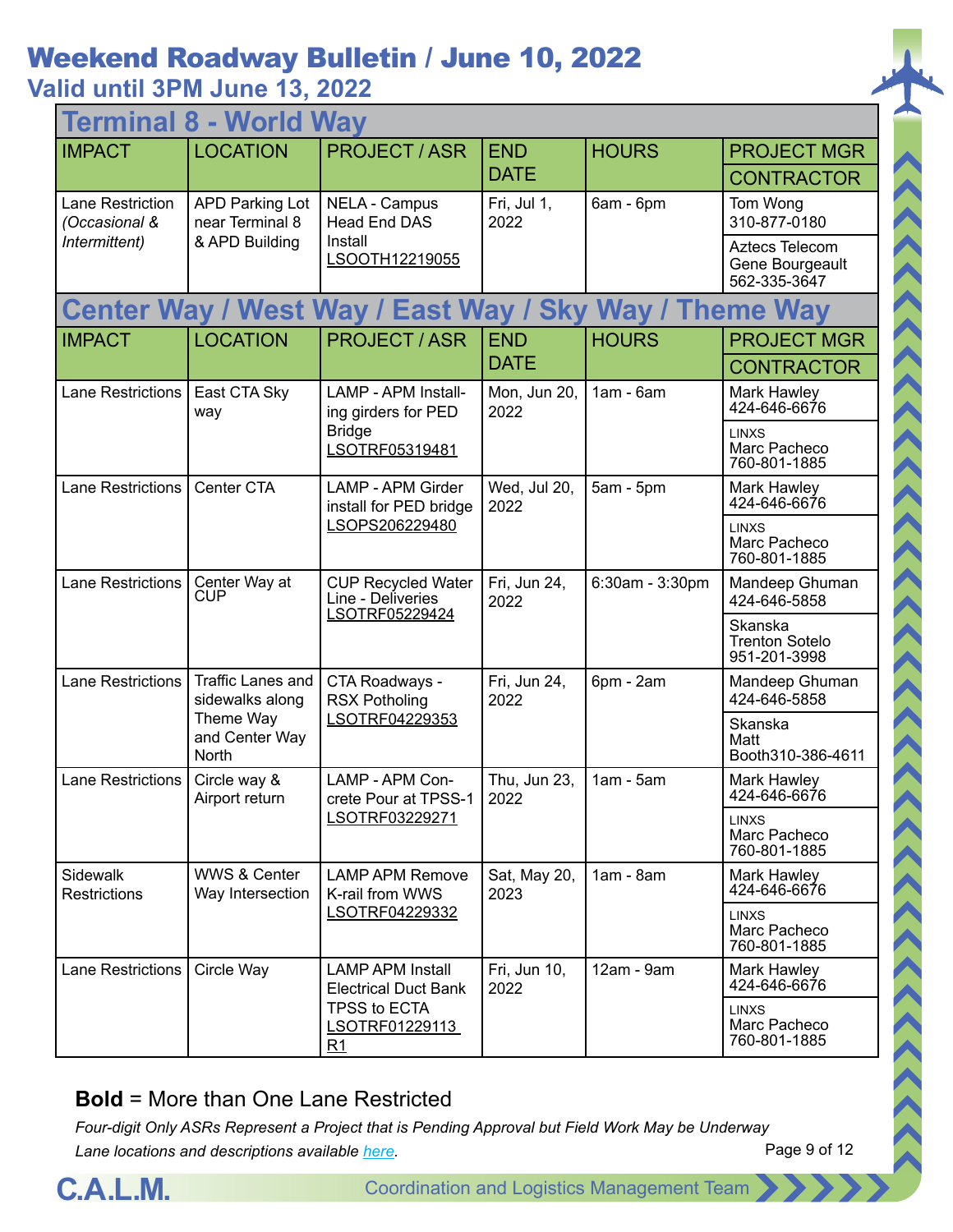# Weekend Roadway Bulletin / June 10, 2022

## Valid until 3PM June 13, 2022

### Terminal 8 - World Way

| IMPACT | LOCATION | PROJECT / ASR | END DATE | HOURS | PROJECT MGR / CONTRACTOR |
|---|---|---|---|---|---|
| Lane Restriction *(Occasional & Intermittent)* | APD Parking Lot near Terminal 8 & APD Building | NELA - Campus Head End DAS Install LSOOTH12219055 | Fri, Jul 1, 2022 | 6am - 6pm | Tom Wong 310-877-0180 / Aztecs Telecom Gene Bourgeault 562-335-3647 |

### Center Way / West Way / East Way / Sky Way / Theme Way

| IMPACT | LOCATION | PROJECT / ASR | END DATE | HOURS | PROJECT MGR / CONTRACTOR |
|---|---|---|---|---|---|
| Lane Restrictions | East CTA Sky way | LAMP - APM Installing girders for PED Bridge LSOTRF05319481 | Mon, Jun 20, 2022 | 1am - 6am | Mark Hawley 424-646-6676 / LINXS Marc Pacheco 760-801-1885 |
| Lane Restrictions | Center CTA | LAMP - APM Girder install for PED bridge LSOPS206229480 | Wed, Jul 20, 2022 | 5am - 5pm | Mark Hawley 424-646-6676 / LINXS Marc Pacheco 760-801-1885 |
| Lane Restrictions | Center Way at CUP | CUP Recycled Water Line - Deliveries LSOTRF05229424 | Fri, Jun 24, 2022 | 6:30am - 3:30pm | Mandeep Ghuman 424-646-5858 / Skanska Trenton Sotelo 951-201-3998 |
| Lane Restrictions | Traffic Lanes and sidewalks along Theme Way and Center Way North | CTA Roadways - RSX Potholing LSOTRF04229353 | Fri, Jun 24, 2022 | 6pm - 2am | Mandeep Ghuman 424-646-5858 / Skanska Matt Booth310-386-4611 |
| Lane Restrictions | Circle way & Airport return | LAMP - APM Concrete Pour at TPSS-1 LSOTRF03229271 | Thu, Jun 23, 2022 | 1am - 5am | Mark Hawley 424-646-6676 / LINXS Marc Pacheco 760-801-1885 |
| Sidewalk Restrictions | WWS & Center Way Intersection | LAMP APM Remove K-rail from WWS LSOTRF04229332 | Sat, May 20, 2023 | 1am - 8am | Mark Hawley 424-646-6676 / LINXS Marc Pacheco 760-801-1885 |
| Lane Restrictions | Circle Way | LAMP APM Install Electrical Duct Bank TPSS to ECTA LSOTRF01229113 R1 | Fri, Jun 10, 2022 | 12am - 9am | Mark Hawley 424-646-6676 / LINXS Marc Pacheco 760-801-1885 |

**Bold** = More than One Lane Restricted

*Four-digit Only ASRs Represent a Project that is Pending Approval but Field Work May be Underway*

*Lane locations and descriptions available here.*

C.A.L.M. Coordination and Logistics Management Team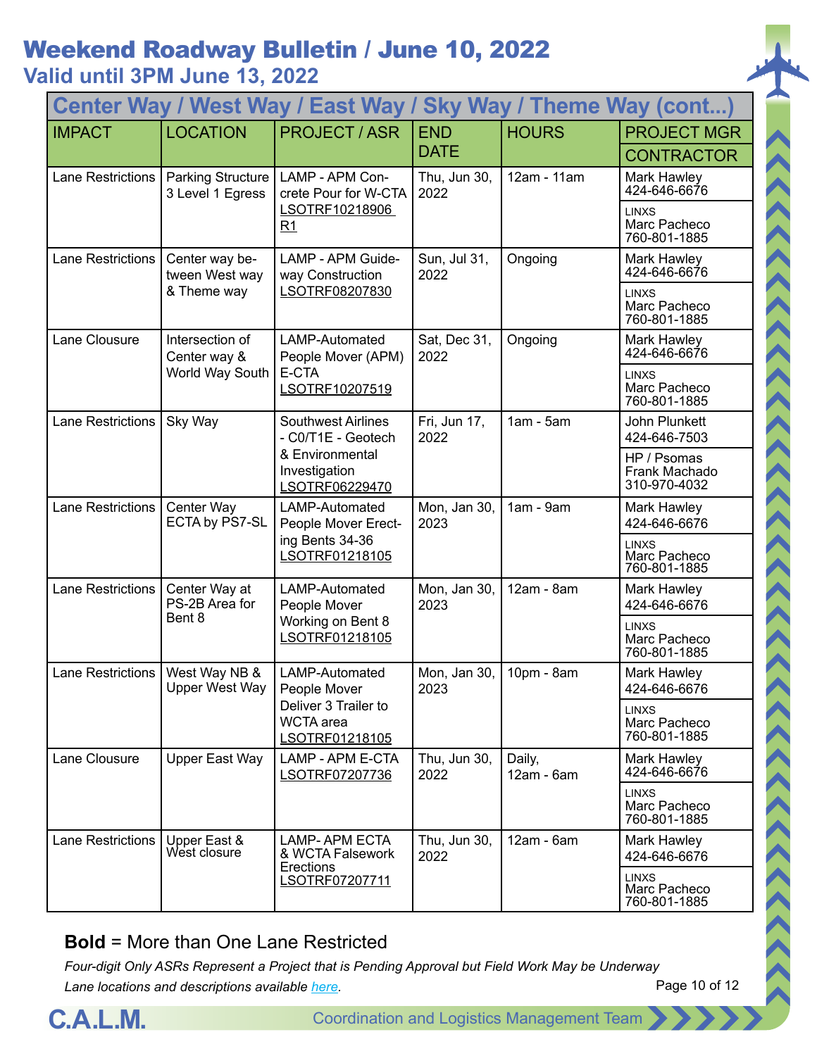# Weekend Roadway Bulletin / June 10, 2022

## Valid until 3PM June 13, 2022

| Center Way / West Way / East Way / Sky Way / Theme Way (cont...) | | | | | |
|---|---|---|---|---|---|
| IMPACT | LOCATION | PROJECT / ASR | END DATE | HOURS | PROJECT MGR / CONTRACTOR |
| Lane Restrictions | Parking Structure 3 Level 1 Egress | LAMP - APM Concrete Pour for W-CTA LSOTRF10218906 R1 | Thu, Jun 30, 2022 | 12am - 11am | Mark Hawley 424-646-6676 / LINXS Marc Pacheco 760-801-1885 |
| Lane Restrictions | Center way between West way & Theme way | LAMP - APM Guideway Construction LSOTRF08207830 | Sun, Jul 31, 2022 | Ongoing | Mark Hawley 424-646-6676 / LINXS Marc Pacheco 760-801-1885 |
| Lane Clousure | Intersection of Center way & World Way South | LAMP-Automated People Mover (APM) E-CTA LSOTRF10207519 | Sat, Dec 31, 2022 | Ongoing | Mark Hawley 424-646-6676 / LINXS Marc Pacheco 760-801-1885 |
| Lane Restrictions | Sky Way | Southwest Airlines - C0/T1E - Geotech & Environmental Investigation LSOTRF06229470 | Fri, Jun 17, 2022 | 1am - 5am | John Plunkett 424-646-7503 / HP / Psomas Frank Machado 310-970-4032 |
| Lane Restrictions | Center Way ECTA by PS7-SL | LAMP-Automated People Mover Erecting Bents 34-36 LSOTRF01218105 | Mon, Jan 30, 2023 | 1am - 9am | Mark Hawley 424-646-6676 / LINXS Marc Pacheco 760-801-1885 |
| Lane Restrictions | Center Way at PS-2B Area for Bent 8 | LAMP-Automated People Mover Working on Bent 8 LSOTRF01218105 | Mon, Jan 30, 2023 | 12am - 8am | Mark Hawley 424-646-6676 / LINXS Marc Pacheco 760-801-1885 |
| Lane Restrictions | West Way NB & Upper West Way | LAMP-Automated People Mover Deliver 3 Trailer to WCTA area LSOTRF01218105 | Mon, Jan 30, 2023 | 10pm - 8am | Mark Hawley 424-646-6676 / LINXS Marc Pacheco 760-801-1885 |
| Lane Clousure | Upper East Way | LAMP - APM E-CTA LSOTRF07207736 | Thu, Jun 30, 2022 | Daily, 12am - 6am | Mark Hawley 424-646-6676 / LINXS Marc Pacheco 760-801-1885 |
| Lane Restrictions | Upper East & West closure | LAMP- APM ECTA & WCTA Falsework Erections LSOTRF07207711 | Thu, Jun 30, 2022 | 12am - 6am | Mark Hawley 424-646-6676 / LINXS Marc Pacheco 760-801-1885 |

**Bold** = More than One Lane Restricted

*Four-digit Only ASRs Represent a Project that is Pending Approval but Field Work May be Underway*

*Lane locations and descriptions available here.*

C.A.L.M. Coordination and Logistics Management Team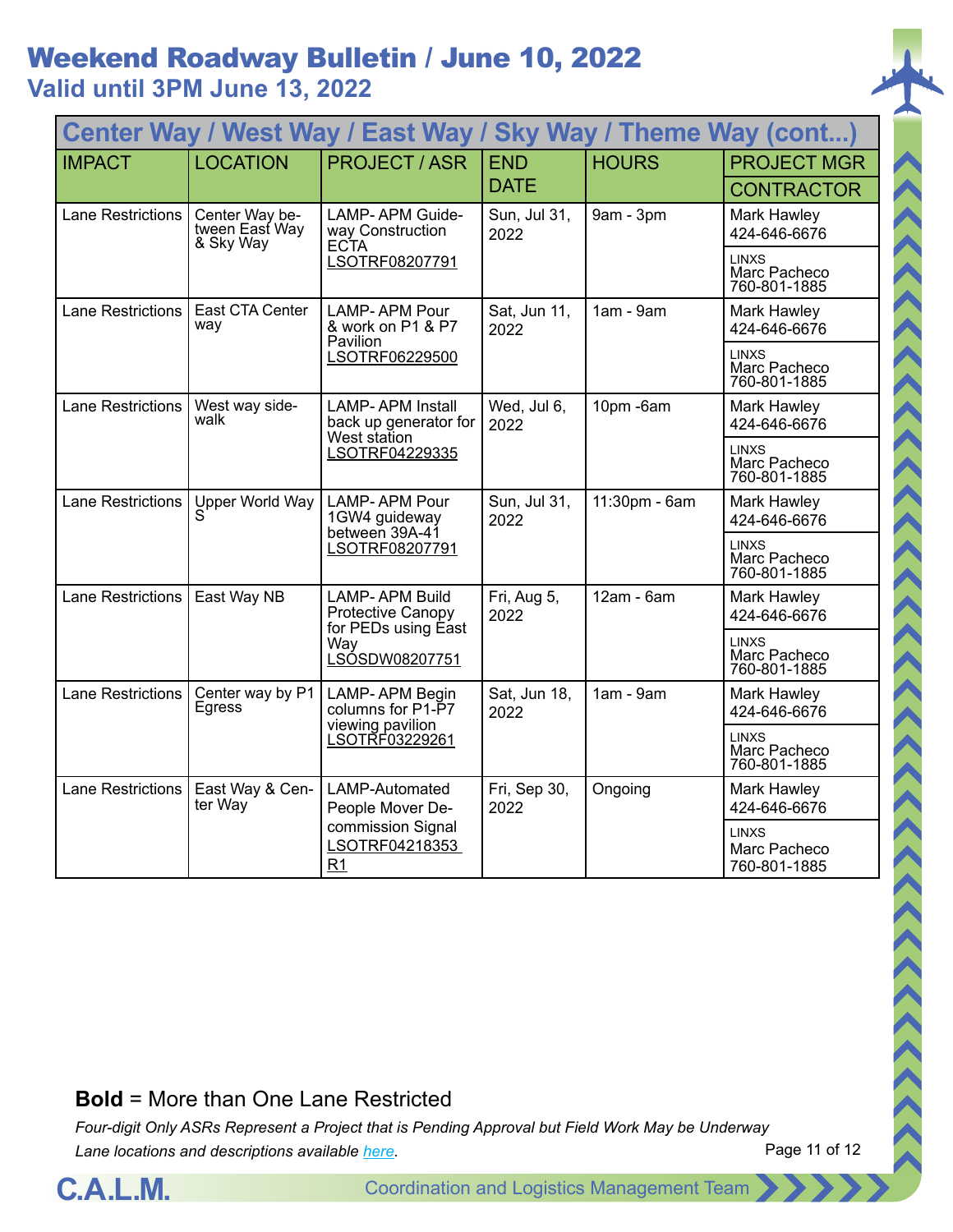# Weekend Roadway Bulletin / June 10, 2022

## Valid until 3PM June 13, 2022

| Center Way / West Way / East Way / Sky Way / Theme Way (cont...) | | | | | |
|---|---|---|---|---|---|
| IMPACT | LOCATION | PROJECT / ASR | END DATE | HOURS | PROJECT MGR / CONTRACTOR |
| Lane Restrictions | Center Way between East Way & Sky Way | LAMP- APM Guideway Construction ECTA LSOTRF08207791 | Sun, Jul 31, 2022 | 9am - 3pm | Mark Hawley 424-646-6676 / LINXS Marc Pacheco 760-801-1885 |
| Lane Restrictions | East CTA Center way | LAMP- APM Pour & work on P1 & P7 Pavilion LSOTRF06229500 | Sat, Jun 11, 2022 | 1am - 9am | Mark Hawley 424-646-6676 / LINXS Marc Pacheco 760-801-1885 |
| Lane Restrictions | West way sidewalk | LAMP- APM Install back up generator for West station LSOTRF04229335 | Wed, Jul 6, 2022 | 10pm -6am | Mark Hawley 424-646-6676 / LINXS Marc Pacheco 760-801-1885 |
| Lane Restrictions | Upper World Way S | LAMP- APM Pour 1GW4 guideway between 39A-41 LSOTRF08207791 | Sun, Jul 31, 2022 | 11:30pm - 6am | Mark Hawley 424-646-6676 / LINXS Marc Pacheco 760-801-1885 |
| Lane Restrictions | East Way NB | LAMP- APM Build Protective Canopy for PEDs using East Way LSOSDW08207751 | Fri, Aug 5, 2022 | 12am - 6am | Mark Hawley 424-646-6676 / LINXS Marc Pacheco 760-801-1885 |
| Lane Restrictions | Center way by P1 Egress | LAMP- APM Begin columns for P1-P7 viewing pavilion LSOTRF03229261 | Sat, Jun 18, 2022 | 1am - 9am | Mark Hawley 424-646-6676 / LINXS Marc Pacheco 760-801-1885 |
| Lane Restrictions | East Way & Center Way | LAMP-Automated People Mover Decommission Signal LSOTRF04218353 R1 | Fri, Sep 30, 2022 | Ongoing | Mark Hawley 424-646-6676 / LINXS Marc Pacheco 760-801-1885 |

**Bold** = More than One Lane Restricted

*Four-digit Only ASRs Represent a Project that is Pending Approval but Field Work May be Underway*

*Lane locations and descriptions available here.*

C.A.L.M. Coordination and Logistics Management Team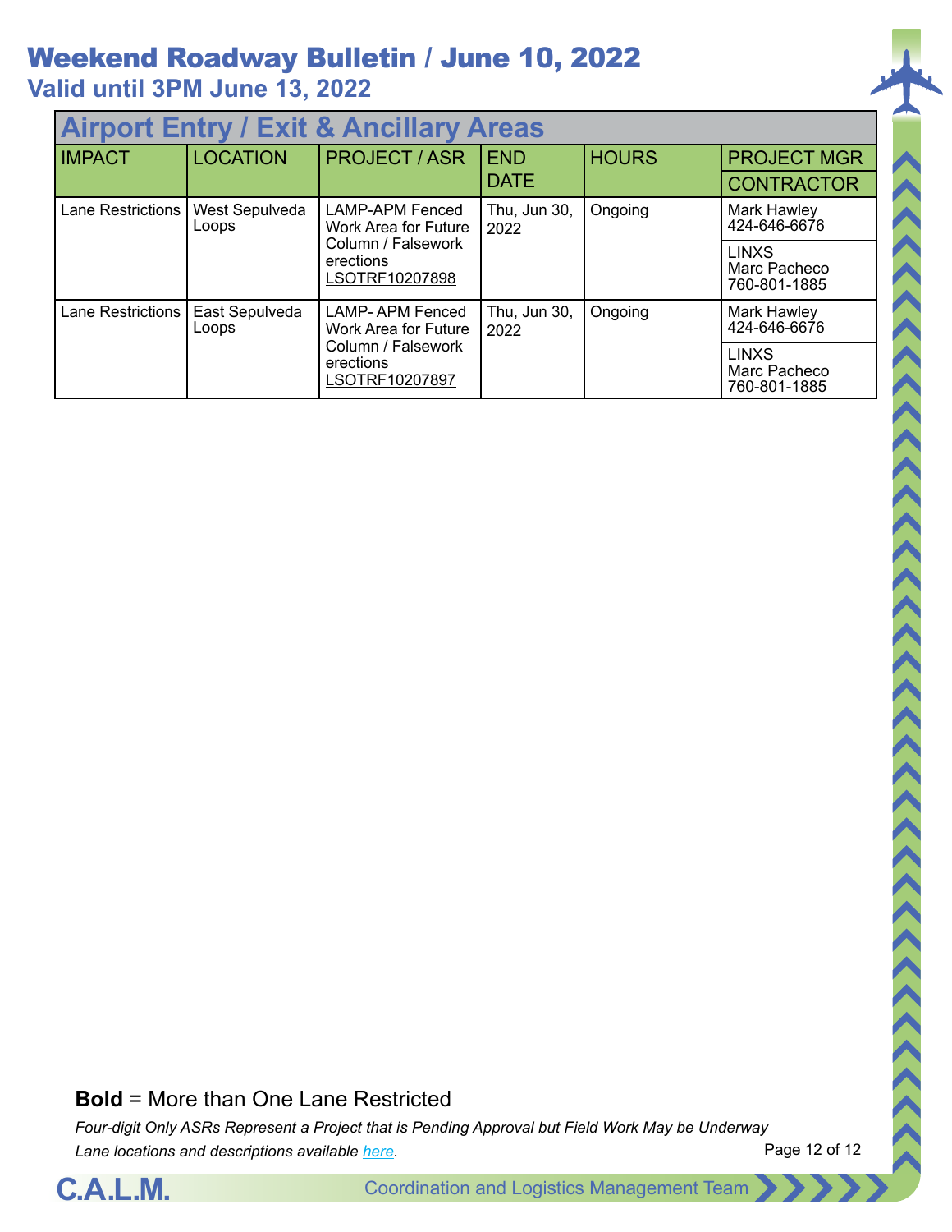# Weekend Roadway Bulletin / June 10, 2022

## Valid until 3PM June 13, 2022

### Airport Entry / Exit & Ancillary Areas

| IMPACT | LOCATION | PROJECT / ASR | END DATE | HOURS | PROJECT MGR / CONTRACTOR |
|---|---|---|---|---|---|
| Lane Restrictions | West Sepulveda Loops | LAMP-APM Fenced Work Area for Future Column / Falsework erections LSOTRF10207898 | Thu, Jun 30, 2022 | Ongoing | Mark Hawley 424-646-6676 / LINXS Marc Pacheco 760-801-1885 |
| Lane Restrictions | East Sepulveda Loops | LAMP- APM Fenced Work Area for Future Column / Falsework erections LSOTRF10207897 | Thu, Jun 30, 2022 | Ongoing | Mark Hawley 424-646-6676 / LINXS Marc Pacheco 760-801-1885 |

**Bold** = More than One Lane Restricted

*Four-digit Only ASRs Represent a Project that is Pending Approval but Field Work May be Underway*

*Lane locations and descriptions available here.*

C.A.L.M.

Coordination and Logistics Management Team